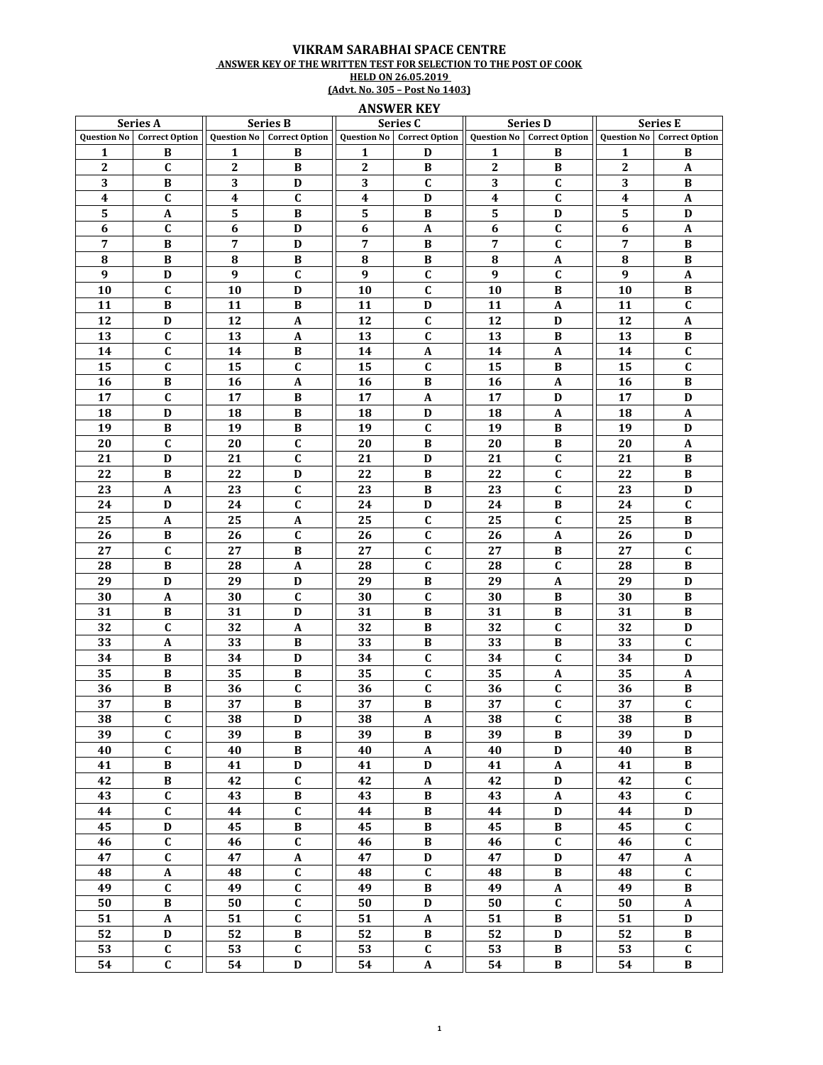# VIKRAM SARABHAI SPACE CENTRE

**ANSWER KEY OF THE WRITTEN TEST FOR SELECTION TO THE POST OF COOK**

**HELD ON 26.05.2019**

**(Advt. No. 305 – Post No 1403)**

## ANSWER KEY

| Series A | | Series B | | Series C | | Series D | | Series E | |
|---|---|---|---|---|---|---|---|---|---|
| Question No | Correct Option | Question No | Correct Option | Question No | Correct Option | Question No | Correct Option | Question No | Correct Option |
| 1 | B | 1 | B | 1 | D | 1 | B | 1 | B |
| 2 | C | 2 | B | 2 | B | 2 | B | 2 | A |
| 3 | B | 3 | D | 3 | C | 3 | C | 3 | B |
| 4 | C | 4 | C | 4 | D | 4 | C | 4 | A |
| 5 | A | 5 | B | 5 | B | 5 | D | 5 | D |
| 6 | C | 6 | D | 6 | A | 6 | C | 6 | A |
| 7 | B | 7 | D | 7 | B | 7 | C | 7 | B |
| 8 | B | 8 | B | 8 | B | 8 | A | 8 | B |
| 9 | D | 9 | C | 9 | C | 9 | C | 9 | A |
| 10 | C | 10 | D | 10 | C | 10 | B | 10 | B |
| 11 | B | 11 | B | 11 | D | 11 | A | 11 | C |
| 12 | D | 12 | A | 12 | C | 12 | D | 12 | A |
| 13 | C | 13 | A | 13 | C | 13 | B | 13 | B |
| 14 | C | 14 | B | 14 | A | 14 | A | 14 | C |
| 15 | C | 15 | C | 15 | C | 15 | B | 15 | C |
| 16 | B | 16 | A | 16 | B | 16 | A | 16 | B |
| 17 | C | 17 | B | 17 | A | 17 | D | 17 | D |
| 18 | D | 18 | B | 18 | D | 18 | A | 18 | A |
| 19 | B | 19 | B | 19 | C | 19 | B | 19 | D |
| 20 | C | 20 | C | 20 | B | 20 | B | 20 | A |
| 21 | D | 21 | C | 21 | D | 21 | C | 21 | B |
| 22 | B | 22 | D | 22 | B | 22 | C | 22 | B |
| 23 | A | 23 | C | 23 | B | 23 | C | 23 | D |
| 24 | D | 24 | C | 24 | D | 24 | B | 24 | C |
| 25 | A | 25 | A | 25 | C | 25 | C | 25 | B |
| 26 | B | 26 | C | 26 | C | 26 | A | 26 | D |
| 27 | C | 27 | B | 27 | C | 27 | B | 27 | C |
| 28 | B | 28 | A | 28 | C | 28 | C | 28 | B |
| 29 | D | 29 | D | 29 | B | 29 | A | 29 | D |
| 30 | A | 30 | C | 30 | C | 30 | B | 30 | B |
| 31 | B | 31 | D | 31 | B | 31 | B | 31 | B |
| 32 | C | 32 | A | 32 | B | 32 | C | 32 | D |
| 33 | A | 33 | B | 33 | B | 33 | B | 33 | C |
| 34 | B | 34 | D | 34 | C | 34 | C | 34 | D |
| 35 | B | 35 | B | 35 | C | 35 | A | 35 | A |
| 36 | B | 36 | C | 36 | C | 36 | C | 36 | B |
| 37 | B | 37 | B | 37 | B | 37 | C | 37 | C |
| 38 | C | 38 | D | 38 | A | 38 | C | 38 | B |
| 39 | C | 39 | B | 39 | B | 39 | B | 39 | D |
| 40 | C | 40 | B | 40 | A | 40 | D | 40 | B |
| 41 | B | 41 | D | 41 | D | 41 | A | 41 | B |
| 42 | B | 42 | C | 42 | A | 42 | D | 42 | C |
| 43 | C | 43 | B | 43 | B | 43 | A | 43 | C |
| 44 | C | 44 | C | 44 | B | 44 | D | 44 | D |
| 45 | D | 45 | B | 45 | B | 45 | B | 45 | C |
| 46 | C | 46 | C | 46 | B | 46 | C | 46 | C |
| 47 | C | 47 | A | 47 | D | 47 | D | 47 | A |
| 48 | A | 48 | C | 48 | C | 48 | B | 48 | C |
| 49 | C | 49 | C | 49 | B | 49 | A | 49 | B |
| 50 | B | 50 | C | 50 | D | 50 | C | 50 | A |
| 51 | A | 51 | C | 51 | A | 51 | B | 51 | D |
| 52 | D | 52 | B | 52 | B | 52 | D | 52 | B |
| 53 | C | 53 | C | 53 | C | 53 | B | 53 | C |
| 54 | C | 54 | D | 54 | A | 54 | B | 54 | B |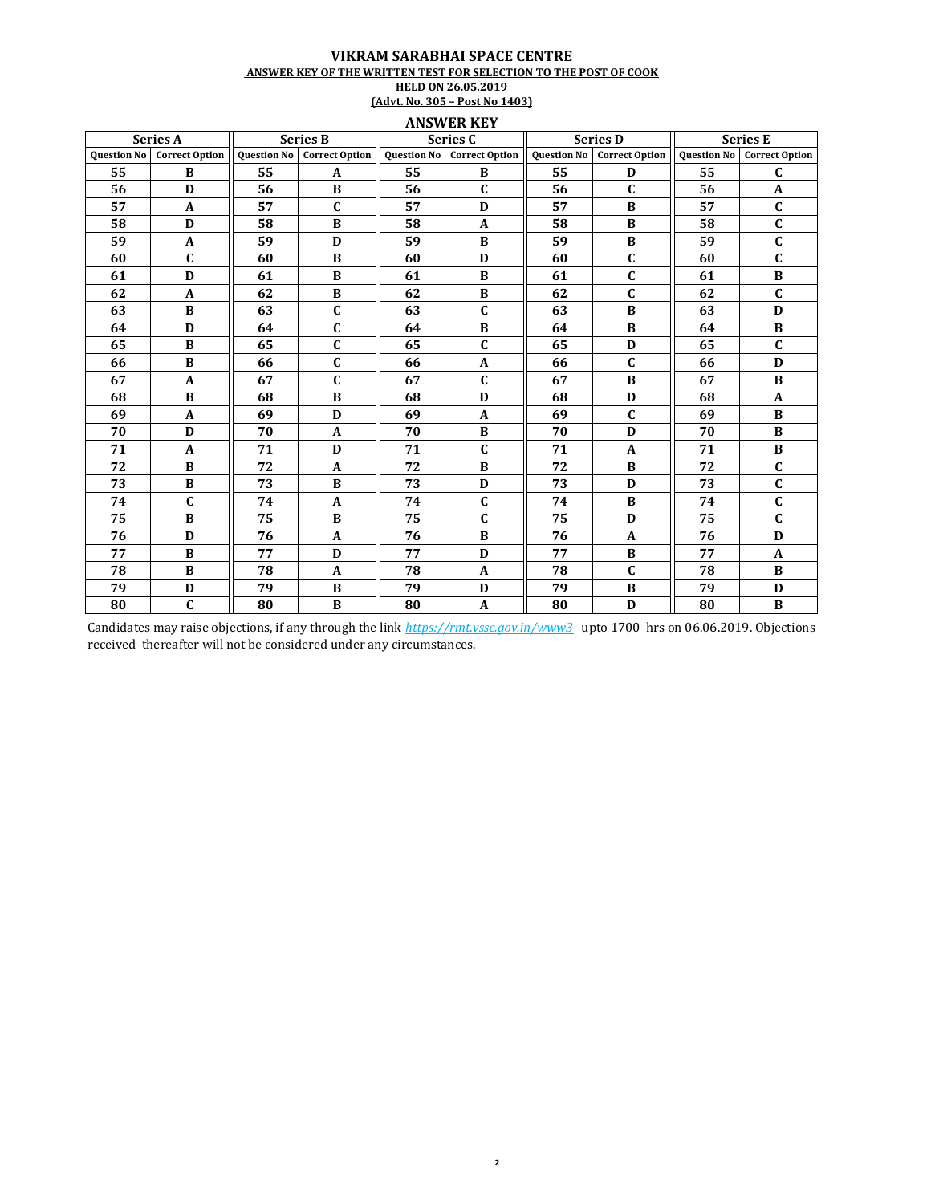**VIKRAM SARABHAI SPACE CENTRE**

**ANSWER KEY OF THE WRITTEN TEST FOR SELECTION TO THE POST OF COOK**

**HELD ON 26.05.2019**

**(Advt. No. 305 – Post No 1403)**

**ANSWER KEY**

| Series A | | Series B | | Series C | | Series D | | Series E | |
|---|---|---|---|---|---|---|---|---|---|
| Question No | Correct Option | Question No | Correct Option | Question No | Correct Option | Question No | Correct Option | Question No | Correct Option |
| 55 | B | 55 | A | 55 | B | 55 | D | 55 | C |
| 56 | D | 56 | B | 56 | C | 56 | C | 56 | A |
| 57 | A | 57 | C | 57 | D | 57 | B | 57 | C |
| 58 | D | 58 | B | 58 | A | 58 | B | 58 | C |
| 59 | A | 59 | D | 59 | B | 59 | B | 59 | C |
| 60 | C | 60 | B | 60 | D | 60 | C | 60 | C |
| 61 | D | 61 | B | 61 | B | 61 | C | 61 | B |
| 62 | A | 62 | B | 62 | B | 62 | C | 62 | C |
| 63 | B | 63 | C | 63 | C | 63 | B | 63 | D |
| 64 | D | 64 | C | 64 | B | 64 | B | 64 | B |
| 65 | B | 65 | C | 65 | C | 65 | D | 65 | C |
| 66 | B | 66 | C | 66 | A | 66 | C | 66 | D |
| 67 | A | 67 | C | 67 | C | 67 | B | 67 | B |
| 68 | B | 68 | B | 68 | D | 68 | D | 68 | A |
| 69 | A | 69 | D | 69 | A | 69 | C | 69 | B |
| 70 | D | 70 | A | 70 | B | 70 | D | 70 | B |
| 71 | A | 71 | D | 71 | C | 71 | A | 71 | B |
| 72 | B | 72 | A | 72 | B | 72 | B | 72 | C |
| 73 | B | 73 | B | 73 | D | 73 | D | 73 | C |
| 74 | C | 74 | A | 74 | C | 74 | B | 74 | C |
| 75 | B | 75 | B | 75 | C | 75 | D | 75 | C |
| 76 | D | 76 | A | 76 | B | 76 | A | 76 | D |
| 77 | B | 77 | D | 77 | D | 77 | B | 77 | A |
| 78 | B | 78 | A | 78 | A | 78 | C | 78 | B |
| 79 | D | 79 | B | 79 | D | 79 | B | 79 | D |
| 80 | C | 80 | B | 80 | A | 80 | D | 80 | B |

Candidates may raise objections, if any through the link *https://rmt.vssc.gov.in/www3* upto 1700 hrs on 06.06.2019. Objections received thereafter will not be considered under any circumstances.